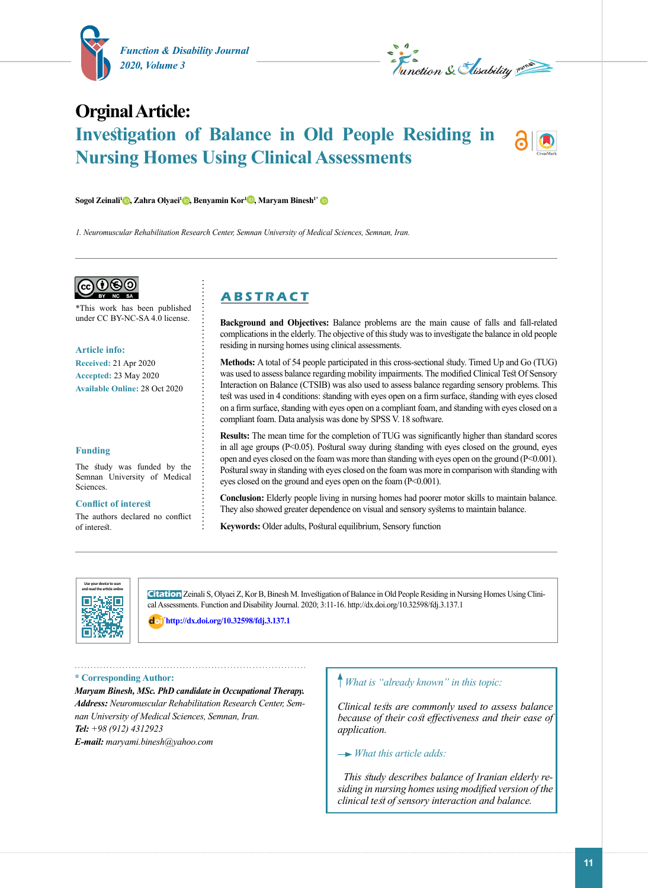**Orginal Article:**

# Investigation of Balance in Old People Residing in Nursing Homes Using Clinical Assessments

**Sogol Zeinali[1], Zahra Olyaei[1], Benyamin Kor[1], Maryam Binesh[1*]**

*1. Neuromuscular Rehabilitation Research Center, Semnan University of Medical Sciences, Semnan, Iran.*

*This work has been published under CC BY-NC-SA 4.0 license.

**Article info:**

**Received:** 21 Apr 2020

**Accepted:** 23 May 2020

**Available Online:** 28 Oct 2020

**Funding**

The study was funded by the Semnan University of Medical Sciences.

**Conflict of interest**

The authors declared no conflict of interest.

## ABSTRACT

**Background and Objectives:** Balance problems are the main cause of falls and fall-related complications in the elderly. The objective of this study was to investigate the balance in old people residing in nursing homes using clinical assessments.

**Methods:** A total of 54 people participated in this cross-sectional study. Timed Up and Go (TUG) was used to assess balance regarding mobility impairments. The modified Clinical Test Of Sensory Interaction on Balance (CTSIB) was also used to assess balance regarding sensory problems. This test was used in 4 conditions: standing with eyes open on a firm surface, standing with eyes closed on a firm surface, standing with eyes open on a compliant foam, and standing with eyes closed on a compliant foam. Data analysis was done by SPSS V. 18 software.

**Results:** The mean time for the completion of TUG was significantly higher than standard scores in all age groups ($P<0.05$). Postural sway during standing with eyes closed on the ground, eyes open and eyes closed on the foam was more than standing with eyes open on the ground ($P<0.001$). Postural sway in standing with eyes closed on the foam was more in comparison with standing with eyes closed on the ground and eyes open on the foam ($P<0.001$).

**Conclusion:** Elderly people living in nursing homes had poorer motor skills to maintain balance. They also showed greater dependence on visual and sensory systems to maintain balance.

**Keywords:** Older adults, Postural equilibrium, Sensory function

Use your device to scan and read the article online

**Citation** Zeinali S, Olyaei Z, Kor B, Binesh M. Investigation of Balance in Old People Residing in Nursing Homes Using Clinical Assessments. Function and Disability Journal. 2020; 3:11-16. http://dx.doi.org/10.32598/fdj.3.137.1

http://dx.doi.org/10.32598/fdj.3.137.1

**\* Corresponding Author:**

***Maryam Binesh, MSc. PhD candidate in Occupational Therapy.***

***Address:*** *Neuromuscular Rehabilitation Research Center, Semnan University of Medical Sciences, Semnan, Iran.*

***Tel:*** *+98 (912) 4312923*

***E-mail:*** *maryami.binesh@yahoo.com*

*What is "already known" in this topic:*

*Clinical tests are commonly used to assess balance because of their cost effectiveness and their ease of application.*

*What this article adds:*

*This study describes balance of Iranian elderly residing in nursing homes using modified version of the clinical test of sensory interaction and balance.*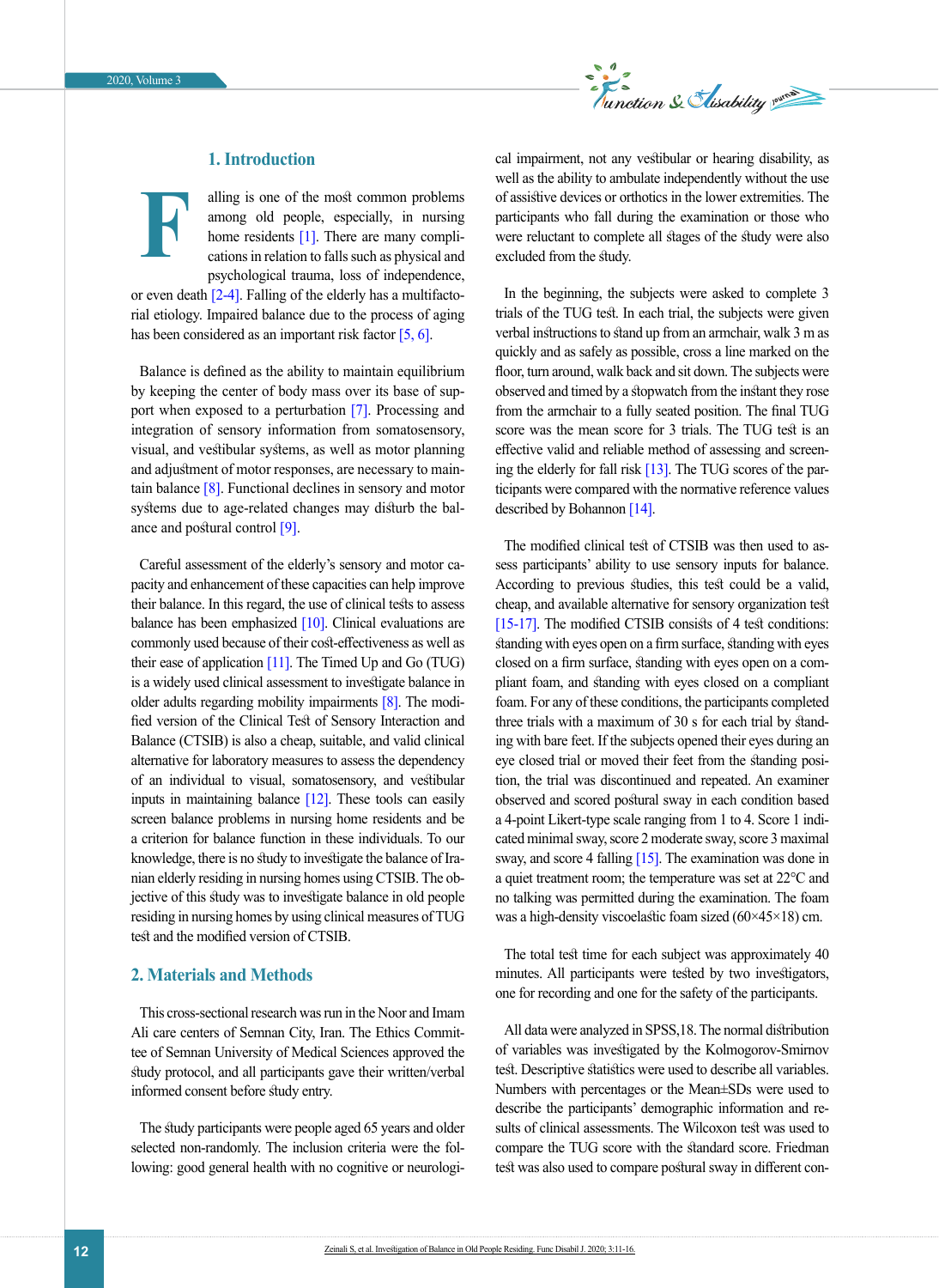## 1. Introduction

Falling is one of the most common problems among old people, especially, in nursing home residents [1]. There are many complications in relation to falls such as physical and psychological trauma, loss of independence, or even death [2-4]. Falling of the elderly has a multifactorial etiology. Impaired balance due to the process of aging has been considered as an important risk factor [5, 6].

Balance is defined as the ability to maintain equilibrium by keeping the center of body mass over its base of support when exposed to a perturbation [7]. Processing and integration of sensory information from somatosensory, visual, and vestibular systems, as well as motor planning and adjustment of motor responses, are necessary to maintain balance [8]. Functional declines in sensory and motor systems due to age-related changes may disturb the balance and postural control [9].

Careful assessment of the elderly's sensory and motor capacity and enhancement of these capacities can help improve their balance. In this regard, the use of clinical tests to assess balance has been emphasized [10]. Clinical evaluations are commonly used because of their cost-effectiveness as well as their ease of application [11]. The Timed Up and Go (TUG) is a widely used clinical assessment to investigate balance in older adults regarding mobility impairments [8]. The modified version of the Clinical Test of Sensory Interaction and Balance (CTSIB) is also a cheap, suitable, and valid clinical alternative for laboratory measures to assess the dependency of an individual to visual, somatosensory, and vestibular inputs in maintaining balance [12]. These tools can easily screen balance problems in nursing home residents and be a criterion for balance function in these individuals. To our knowledge, there is no study to investigate the balance of Iranian elderly residing in nursing homes using CTSIB. The objective of this study was to investigate balance in old people residing in nursing homes by using clinical measures of TUG test and the modified version of CTSIB.

## 2. Materials and Methods

This cross-sectional research was run in the Noor and Imam Ali care centers of Semnan City, Iran. The Ethics Committee of Semnan University of Medical Sciences approved the study protocol, and all participants gave their written/verbal informed consent before study entry.

The study participants were people aged 65 years and older selected non-randomly. The inclusion criteria were the following: good general health with no cognitive or neurological impairment, not any vestibular or hearing disability, as well as the ability to ambulate independently without the use of assistive devices or orthotics in the lower extremities. The participants who fall during the examination or those who were reluctant to complete all stages of the study were also excluded from the study.

In the beginning, the subjects were asked to complete 3 trials of the TUG test. In each trial, the subjects were given verbal instructions to stand up from an armchair, walk 3 m as quickly and as safely as possible, cross a line marked on the floor, turn around, walk back and sit down. The subjects were observed and timed by a stopwatch from the instant they rose from the armchair to a fully seated position. The final TUG score was the mean score for 3 trials. The TUG test is an effective valid and reliable method of assessing and screening the elderly for fall risk [13]. The TUG scores of the participants were compared with the normative reference values described by Bohannon [14].

The modified clinical test of CTSIB was then used to assess participants' ability to use sensory inputs for balance. According to previous studies, this test could be a valid, cheap, and available alternative for sensory organization test [15-17]. The modified CTSIB consists of 4 test conditions: standing with eyes open on a firm surface, standing with eyes closed on a firm surface, standing with eyes open on a compliant foam, and standing with eyes closed on a compliant foam. For any of these conditions, the participants completed three trials with a maximum of 30 s for each trial by standing with bare feet. If the subjects opened their eyes during an eye closed trial or moved their feet from the standing position, the trial was discontinued and repeated. An examiner observed and scored postural sway in each condition based a 4-point Likert-type scale ranging from 1 to 4. Score 1 indicated minimal sway, score 2 moderate sway, score 3 maximal sway, and score 4 falling [15]. The examination was done in a quiet treatment room; the temperature was set at 22°C and no talking was permitted during the examination. The foam was a high-density viscoelastic foam sized (60×45×18) cm.

The total test time for each subject was approximately 40 minutes. All participants were tested by two investigators, one for recording and one for the safety of the participants.

All data were analyzed in SPSS,18. The normal distribution of variables was investigated by the Kolmogorov-Smirnov test. Descriptive statistics were used to describe all variables. Numbers with percentages or the Mean±SDs were used to describe the participants' demographic information and results of clinical assessments. The Wilcoxon test was used to compare the TUG score with the standard score. Friedman test was also used to compare postural sway in different con-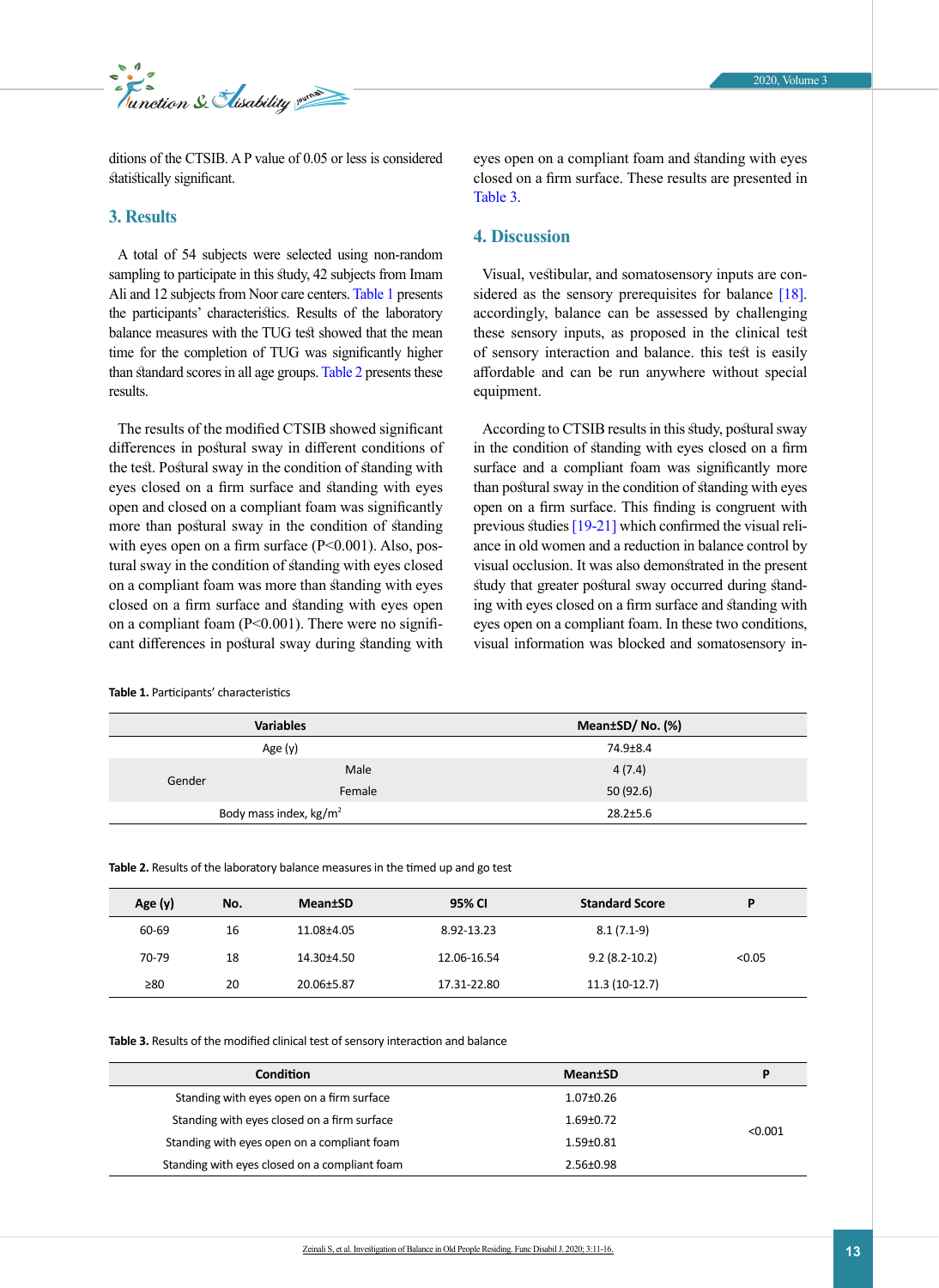ditions of the CTSIB. A P value of 0.05 or less is considered statistically significant.

## 3. Results

A total of 54 subjects were selected using non-random sampling to participate in this study, 42 subjects from Imam Ali and 12 subjects from Noor care centers. Table 1 presents the participants' characteristics. Results of the laboratory balance measures with the TUG test showed that the mean time for the completion of TUG was significantly higher than standard scores in all age groups. Table 2 presents these results.

The results of the modified CTSIB showed significant differences in postural sway in different conditions of the test. Postural sway in the condition of standing with eyes closed on a firm surface and standing with eyes open and closed on a compliant foam was significantly more than postural sway in the condition of standing with eyes open on a firm surface (P<0.001). Also, postural sway in the condition of standing with eyes closed on a compliant foam was more than standing with eyes closed on a firm surface and standing with eyes open on a compliant foam (P<0.001). There were no significant differences in postural sway during standing with eyes open on a compliant foam and standing with eyes closed on a firm surface. These results are presented in Table 3.

## 4. Discussion

Visual, vestibular, and somatosensory inputs are considered as the sensory prerequisites for balance [18]. accordingly, balance can be assessed by challenging these sensory inputs, as proposed in the clinical test of sensory interaction and balance. this test is easily affordable and can be run anywhere without special equipment.

According to CTSIB results in this study, postural sway in the condition of standing with eyes closed on a firm surface and a compliant foam was significantly more than postural sway in the condition of standing with eyes open on a firm surface. This finding is congruent with previous studies [19-21] which confirmed the visual reliance in old women and a reduction in balance control by visual occlusion. It was also demonstrated in the present study that greater postural sway occurred during standing with eyes closed on a firm surface and standing with eyes open on a compliant foam. In these two conditions, visual information was blocked and somatosensory in-

**Table 1.** Participants' characteristics

| Variables | | Mean±SD/ No. (%) |
|---|---|---|
| Age (y) | | 74.9±8.4 |
| Gender | Male | 4 (7.4) |
| | Female | 50 (92.6) |
| Body mass index, kg/m² | | 28.2±5.6 |

**Table 2.** Results of the laboratory balance measures in the timed up and go test

| Age (y) | No. | Mean±SD | 95% CI | Standard Score | P |
|---|---|---|---|---|---|
| 60-69 | 16 | 11.08±4.05 | 8.92-13.23 | 8.1 (7.1-9) | |
| 70-79 | 18 | 14.30±4.50 | 12.06-16.54 | 9.2 (8.2-10.2) | <0.05 |
| ≥80 | 20 | 20.06±5.87 | 17.31-22.80 | 11.3 (10-12.7) | |

**Table 3.** Results of the modified clinical test of sensory interaction and balance

| Condition | Mean±SD | P |
|---|---|---|
| Standing with eyes open on a firm surface | 1.07±0.26 | |
| Standing with eyes closed on a firm surface | 1.69±0.72 | <0.001 |
| Standing with eyes open on a compliant foam | 1.59±0.81 | |
| Standing with eyes closed on a compliant foam | 2.56±0.98 | |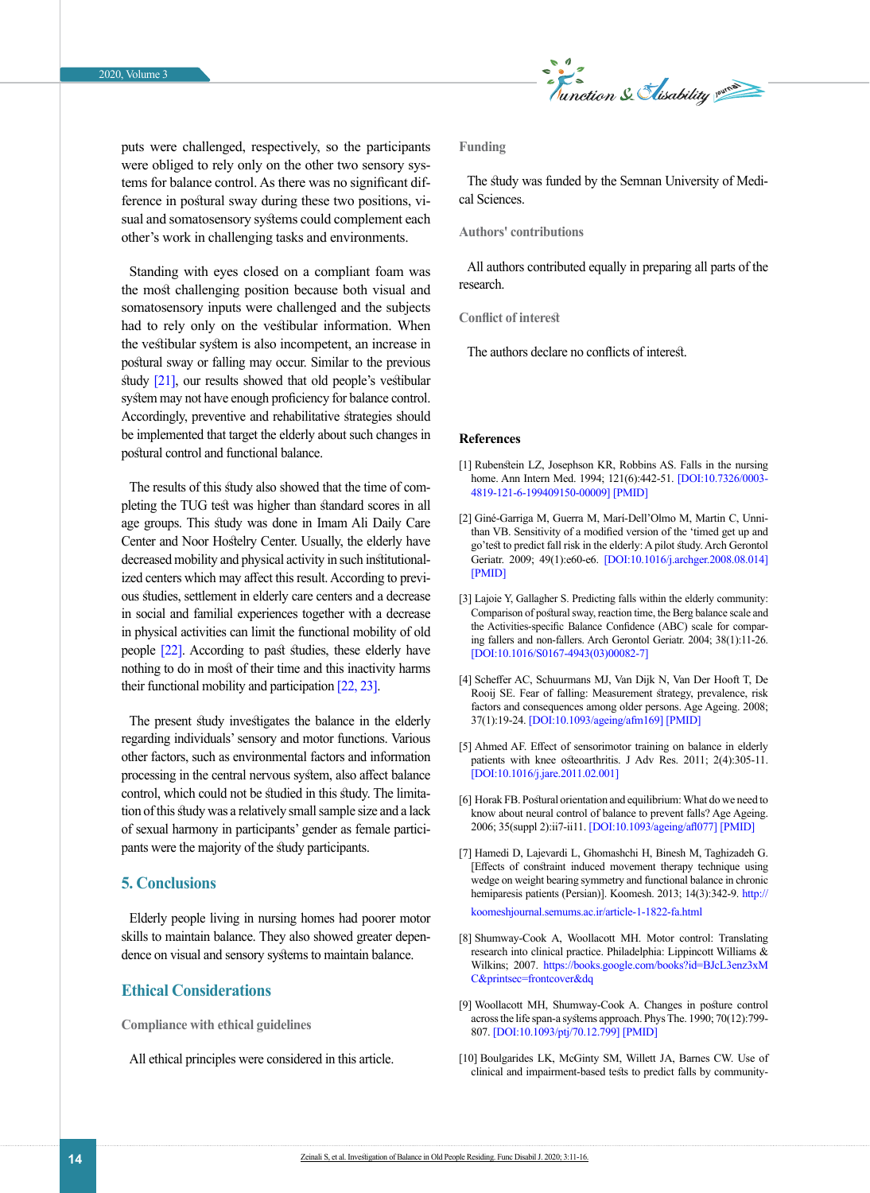puts were challenged, respectively, so the participants were obliged to rely only on the other two sensory systems for balance control. As there was no significant difference in postural sway during these two positions, visual and somatosensory systems could complement each other's work in challenging tasks and environments.

Standing with eyes closed on a compliant foam was the most challenging position because both visual and somatosensory inputs were challenged and the subjects had to rely only on the vestibular information. When the vestibular system is also incompetent, an increase in postural sway or falling may occur. Similar to the previous study [21], our results showed that old people's vestibular system may not have enough proficiency for balance control. Accordingly, preventive and rehabilitative strategies should be implemented that target the elderly about such changes in postural control and functional balance.

The results of this study also showed that the time of completing the TUG test was higher than standard scores in all age groups. This study was done in Imam Ali Daily Care Center and Noor Hostelry Center. Usually, the elderly have decreased mobility and physical activity in such institutionalized centers which may affect this result. According to previous studies, settlement in elderly care centers and a decrease in social and familial experiences together with a decrease in physical activities can limit the functional mobility of old people [22]. According to past studies, these elderly have nothing to do in most of their time and this inactivity harms their functional mobility and participation [22, 23].

The present study investigates the balance in the elderly regarding individuals' sensory and motor functions. Various other factors, such as environmental factors and information processing in the central nervous system, also affect balance control, which could not be studied in this study. The limitation of this study was a relatively small sample size and a lack of sexual harmony in participants' gender as female participants were the majority of the study participants.

## 5. Conclusions

Elderly people living in nursing homes had poorer motor skills to maintain balance. They also showed greater dependence on visual and sensory systems to maintain balance.

## Ethical Considerations

### Compliance with ethical guidelines

All ethical principles were considered in this article.

### Funding

The study was funded by the Semnan University of Medical Sciences.

### Authors' contributions

All authors contributed equally in preparing all parts of the research.

### Conflict of interest

The authors declare no conflicts of interest.

## References

[1] Rubenstein LZ, Josephson KR, Robbins AS. Falls in the nursing home. Ann Intern Med. 1994; 121(6):442-51. [DOI:10.7326/0003-4819-121-6-199409150-00009] [PMID]

[2] Giné-Garriga M, Guerra M, Marí-Dell'Olmo M, Martin C, Unnithan VB. Sensitivity of a modified version of the 'timed get up and go'test to predict fall risk in the elderly: A pilot study. Arch Gerontol Geriatr. 2009; 49(1):e60-e6. [DOI:10.1016/j.archger.2008.08.014] [PMID]

[3] Lajoie Y, Gallagher S. Predicting falls within the elderly community: Comparison of postural sway, reaction time, the Berg balance scale and the Activities-specific Balance Confidence (ABC) scale for comparing fallers and non-fallers. Arch Gerontol Geriatr. 2004; 38(1):11-26. [DOI:10.1016/S0167-4943(03)00082-7]

[4] Scheffer AC, Schuurmans MJ, Van Dijk N, Van Der Hooft T, De Rooij SE. Fear of falling: Measurement strategy, prevalence, risk factors and consequences among older persons. Age Ageing. 2008; 37(1):19-24. [DOI:10.1093/ageing/afm169] [PMID]

[5] Ahmed AF. Effect of sensorimotor training on balance in elderly patients with knee osteoarthritis. J Adv Res. 2011; 2(4):305-11. [DOI:10.1016/j.jare.2011.02.001]

[6] Horak FB. Postural orientation and equilibrium: What do we need to know about neural control of balance to prevent falls? Age Ageing. 2006; 35(suppl 2):ii7-ii11. [DOI:10.1093/ageing/afl077] [PMID]

[7] Hamedi D, Lajevardi L, Ghomashchi H, Binesh M, Taghizadeh G. [Effects of constraint induced movement therapy technique using wedge on weight bearing symmetry and functional balance in chronic hemiparesis patients (Persian)]. Koomesh. 2013; 14(3):342-9. http://koomeshjournal.semums.ac.ir/article-1-1822-fa.html

[8] Shumway-Cook A, Woollacott MH. Motor control: Translating research into clinical practice. Philadelphia: Lippincott Williams & Wilkins; 2007. https://books.google.com/books?id=BJcL3enz3xMC&printsec=frontcover&dq

[9] Woollacott MH, Shumway-Cook A. Changes in posture control across the life span-a systems approach. Phys The. 1990; 70(12):799-807. [DOI:10.1093/ptj/70.12.799] [PMID]

[10] Boulgarides LK, McGinty SM, Willett JA, Barnes CW. Use of clinical and impairment-based tests to predict falls by community-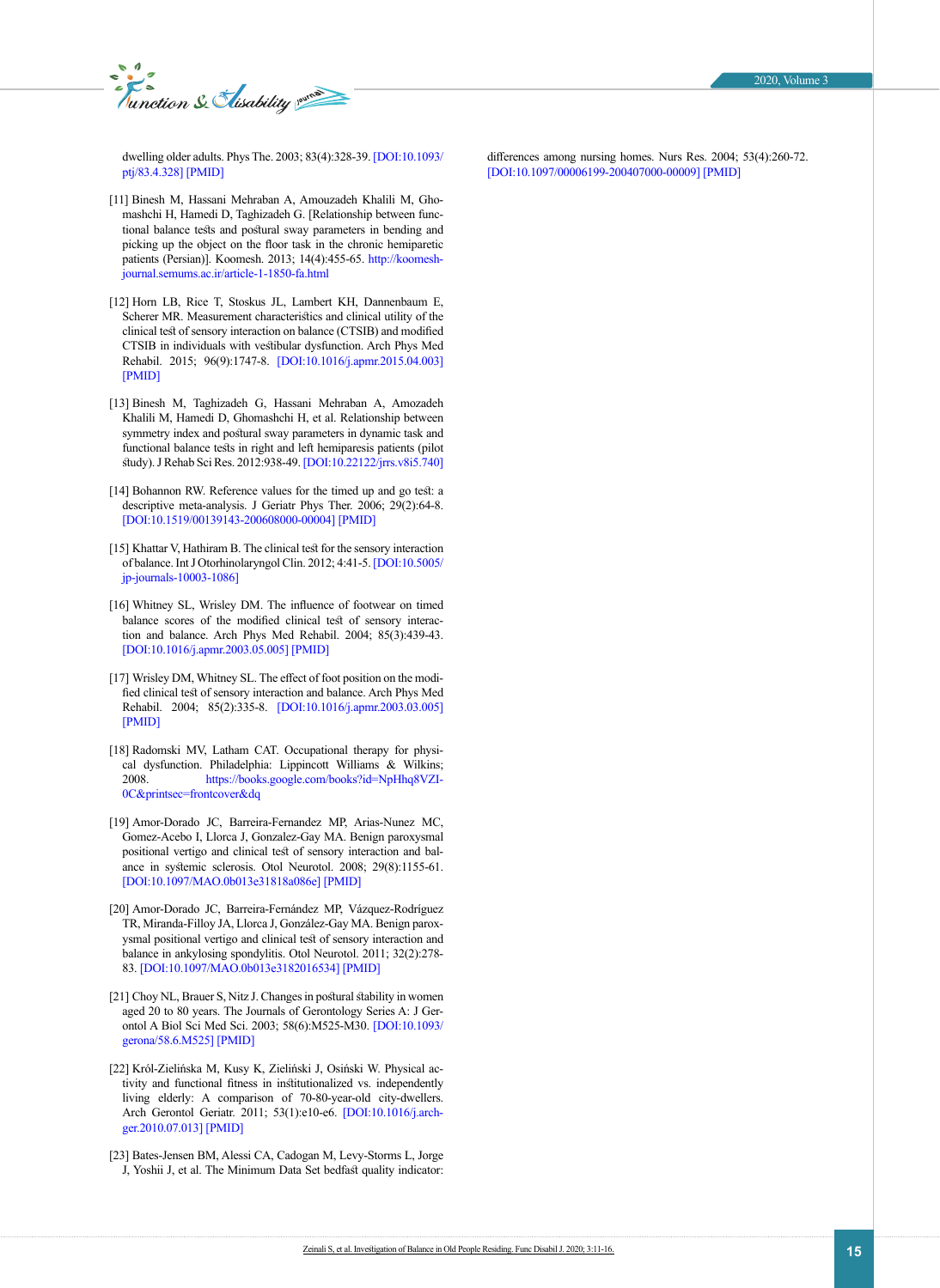dwelling older adults. Phys The. 2003; 83(4):328-39. [DOI:10.1093/ptj/83.4.328] [PMID]

[11] Binesh M, Hassani Mehraban A, Amouzadeh Khalili M, Ghomashchi H, Hamedi D, Taghizadeh G. [Relationship between functional balance tests and postural sway parameters in bending and picking up the object on the floor task in the chronic hemiparetic patients (Persian)]. Koomesh. 2013; 14(4):455-65. http://koomesh-journal.semums.ac.ir/article-1-1850-fa.html

[12] Horn LB, Rice T, Stoskus JL, Lambert KH, Dannenbaum E, Scherer MR. Measurement characteristics and clinical utility of the clinical test of sensory interaction on balance (CTSIB) and modified CTSIB in individuals with vestibular dysfunction. Arch Phys Med Rehabil. 2015; 96(9):1747-8. [DOI:10.1016/j.apmr.2015.04.003] [PMID]

[13] Binesh M, Taghizadeh G, Hassani Mehraban A, Amozadeh Khalili M, Hamedi D, Ghomashchi H, et al. Relationship between symmetry index and postural sway parameters in dynamic task and functional balance tests in right and left hemiparesis patients (pilot study). J Rehab Sci Res. 2012:938-49. [DOI:10.22122/jrrs.v8i5.740]

[14] Bohannon RW. Reference values for the timed up and go test: a descriptive meta-analysis. J Geriatr Phys Ther. 2006; 29(2):64-8. [DOI:10.1519/00139143-200608000-00004] [PMID]

[15] Khattar V, Hathiram B. The clinical test for the sensory interaction of balance. Int J Otorhinolaryngol Clin. 2012; 4:41-5. [DOI:10.5005/jp-journals-10003-1086]

[16] Whitney SL, Wrisley DM. The influence of footwear on timed balance scores of the modified clinical test of sensory interaction and balance. Arch Phys Med Rehabil. 2004; 85(3):439-43. [DOI:10.1016/j.apmr.2003.05.005] [PMID]

[17] Wrisley DM, Whitney SL. The effect of foot position on the modified clinical test of sensory interaction and balance. Arch Phys Med Rehabil. 2004; 85(2):335-8. [DOI:10.1016/j.apmr.2003.03.005] [PMID]

[18] Radomski MV, Latham CAT. Occupational therapy for physical dysfunction. Philadelphia: Lippincott Williams & Wilkins; 2008. https://books.google.com/books?id=NpHhq8VZI-0C&printsec=frontcover&dq

[19] Amor-Dorado JC, Barreira-Fernandez MP, Arias-Nunez MC, Gomez-Acebo I, Llorca J, Gonzalez-Gay MA. Benign paroxysmal positional vertigo and clinical test of sensory interaction and balance in systemic sclerosis. Otol Neurotol. 2008; 29(8):1155-61. [DOI:10.1097/MAO.0b013e31818a086e] [PMID]

[20] Amor-Dorado JC, Barreira-Fernández MP, Vázquez-Rodríguez TR, Miranda-Filloy JA, Llorca J, González-Gay MA. Benign paroxysmal positional vertigo and clinical test of sensory interaction and balance in ankylosing spondylitis. Otol Neurotol. 2011; 32(2):278-83. [DOI:10.1097/MAO.0b013e3182016534] [PMID]

[21] Choy NL, Brauer S, Nitz J. Changes in postural stability in women aged 20 to 80 years. The Journals of Gerontology Series A: J Gerontol A Biol Sci Med Sci. 2003; 58(6):M525-M30. [DOI:10.1093/gerona/58.6.M525] [PMID]

[22] Król-Zielińska M, Kusy K, Zieliński J, Osiński W. Physical activity and functional fitness in institutionalized vs. independently living elderly: A comparison of 70-80-year-old city-dwellers. Arch Gerontol Geriatr. 2011; 53(1):e10-e6. [DOI:10.1016/j.archger.2010.07.013] [PMID]

[23] Bates-Jensen BM, Alessi CA, Cadogan M, Levy-Storms L, Jorge J, Yoshii J, et al. The Minimum Data Set bedfast quality indicator: differences among nursing homes. Nurs Res. 2004; 53(4):260-72. [DOI:10.1097/00006199-200407000-00009] [PMID]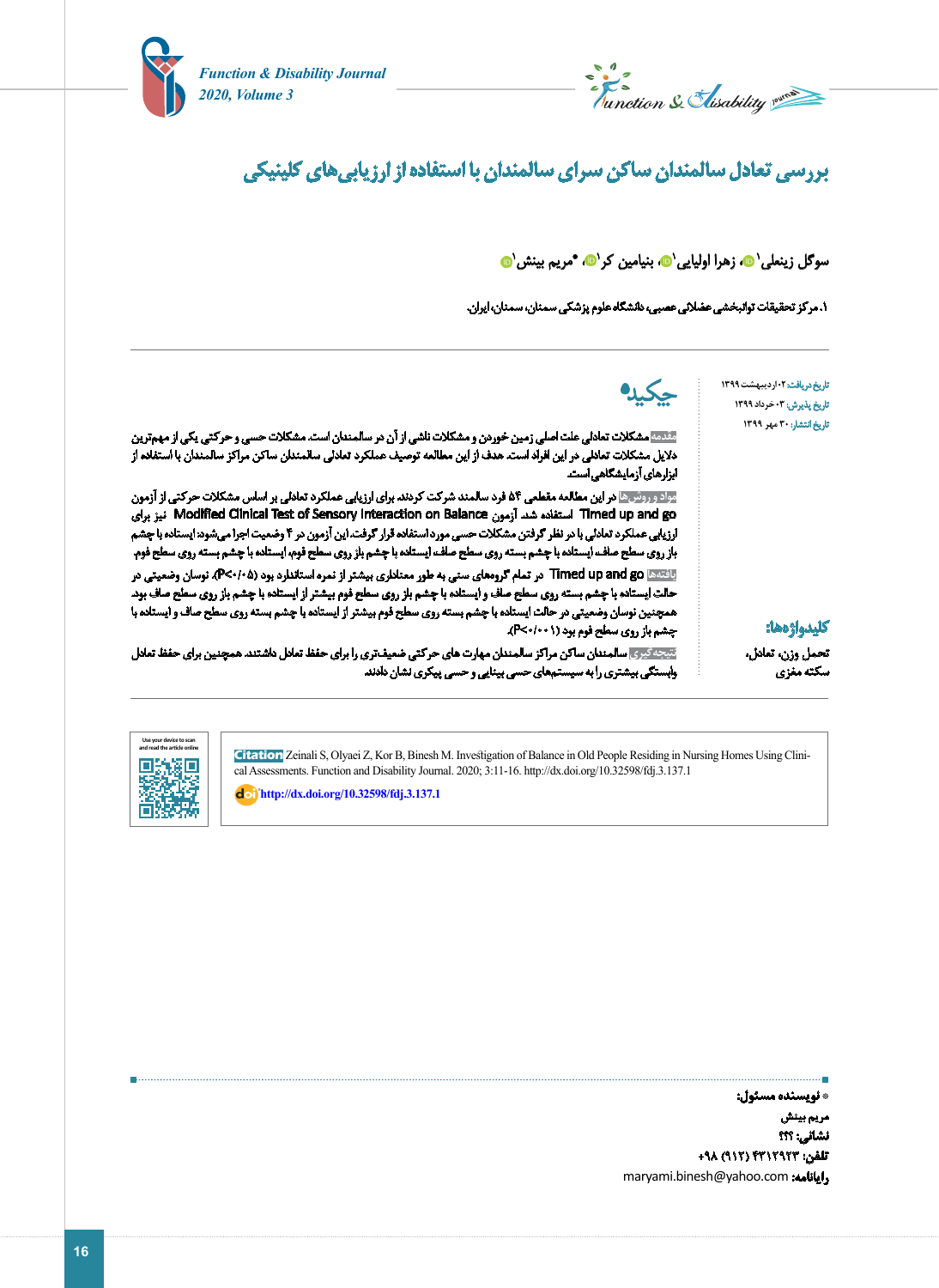# بررسی تعادل سالمندان ساکن سرای سالمندان با استفاده از ارزیابی‌های کلینیکی

سوگل زینعلی[1]، زهرا اولیایی[1]، بنیامین کر[1]، *مریم بینش[1]

۱. مرکز تحقیقات توانبخشی عضلانی عصبی، دانشگاه علوم پزشکی سمنان، سمنان، ایران.

تاریخ دریافت: ۰۲ اردیبهشت ۱۳۹۹
تاریخ پذیرش: ۰۳ خرداد ۱۳۹۹
تاریخ انتشار: ۳۰ مهر ۱۳۹۹

## چکیده

**مقدمه** مشکلات تعادلی علت اصلی زمین خوردن و مشکلات ناشی از آن در سالمندان است. مشکلات حسی و حرکتی یکی از مهم‌ترین دلایل مشکلات تعادلی در این افراد است. هدف از این مطالعه توصیف عملکرد تعادلی سالمندان ساکن مراکز سالمندان با استفاده از ابزارهای آزمایشگاهی است.

**مواد و روش‌ها** در این مطالعه مقطعی ۵۴ فرد سالمند شرکت کردند. برای ارزیابی عملکرد تعادلی بر اساس مشکلات حرکتی از آزمون Timed up and go استفاده شد. آزمون Modified Clinical Test of Sensory Interaction on Balance نیز برای ارزیابی عملکرد تعادلی با در نظر گرفتن مشکلات حسی مورد استفاده قرار گرفت. این آزمون در ۴ وضعیت اجرا می‌شود: ایستاده با چشم باز روی سطح صاف، ایستاده با چشم بسته روی سطح صاف، ایستاده با چشم باز روی سطح فوم، ایستاده با چشم بسته روی سطح فوم.

**یافته‌ها** Timed up and go در تمام گروه‌های سنی به طور معناداری بیشتر از نمره استاندارد بود (P<۰/۰۵). نوسان وضعیتی در حالت ایستاده با چشم بسته روی سطح صاف و ایستاده با چشم باز روی سطح فوم بیشتر از ایستاده با چشم باز روی سطح صاف بود. همچنین نوسان وضعیتی در حالت ایستاده با چشم بسته روی سطح فوم بیشتر از ایستاده با چشم بسته روی سطح صاف و ایستاده با چشم باز روی سطح فوم بود (P<۰/۰۰۱).

**نتیجه‌گیری** سالمندان ساکن مراکز سالمندان مهارت‌های حرکتی ضعیف‌تری را برای حفظ تعادل داشتند. همچنین برای حفظ تعادل وابستگی بیشتری را به سیستم‌های حسی بینایی و حسی پیکری نشان دادند.

**کلیدواژه‌ها:**
تحمل وزن، تعادل، سکته مغزی

Use your device to scan and read the article online

**Citation** Zeinali S, Olyaei Z, Kor B, Binesh M. Investigation of Balance in Old People Residing in Nursing Homes Using Clinical Assessments. Function and Disability Journal. 2020; 3:11-16. http://dx.doi.org/10.32598/fdj.3.137.1

http://dx.doi.org/10.32598/fdj.3.137.1

---

**\* نویسنده مسئول:**
مریم بینش
**نشانی:** ؟؟؟
**تلفن:** ۴۳۱۲۹۲۳ (۹۱۲) ۹۸+
**رایانامه:** maryami.binesh@yahoo.com